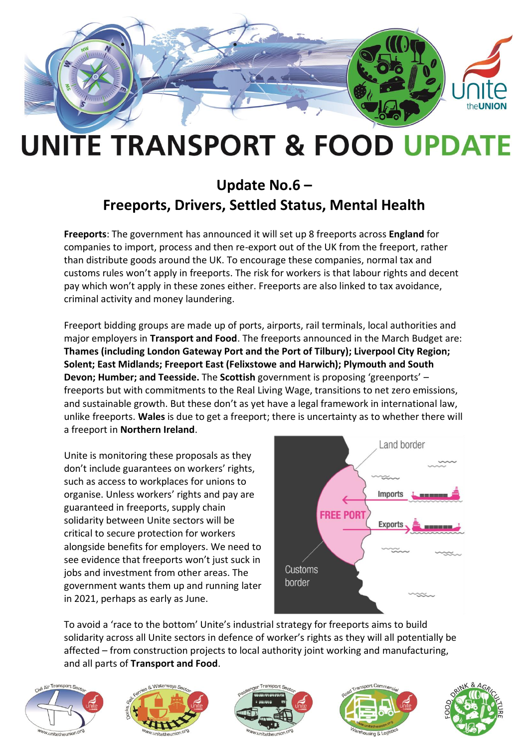# UNITE TRANSPORT & FOOD UPDATE

## Update No.6 – Freeports, Drivers, Settled Status, Mental Health

**Freeports**: The government has announced it will set up 8 freeports across **England** for companies to import, process and then re-export out of the UK from the freeport, rather than distribute goods around the UK. To encourage these companies, normal tax and customs rules won't apply in freeports. The risk for workers is that labour rights and decent pay which won't apply in these zones either. Freeports are also linked to tax avoidance, criminal activity and money laundering.

Freeport bidding groups are made up of ports, airports, rail terminals, local authorities and major employers in **Transport and Food**. The freeports announced in the March Budget are: **Thames (including London Gateway Port and the Port of Tilbury); Liverpool City Region; Solent; East Midlands; Freeport East (Felixstowe and Harwich); Plymouth and South Devon; Humber; and Teesside.** The **Scottish** government is proposing 'greenports' – freeports but with commitments to the Real Living Wage, transitions to net zero emissions, and sustainable growth. But these don't as yet have a legal framework in international law, unlike freeports. **Wales** is due to get a freeport; there is uncertainty as to whether there will a freeport in **Northern Ireland**.

Unite is monitoring these proposals as they don't include guarantees on workers' rights, such as access to workplaces for unions to organise. Unless workers' rights and pay are guaranteed in freeports, supply chain solidarity between Unite sectors will be critical to secure protection for workers alongside benefits for employers. We need to see evidence that freeports won't just suck in jobs and investment from other areas. The government wants them up and running later in 2021, perhaps as early as June.

To avoid a 'race to the bottom' Unite's industrial strategy for freeports aims to build solidarity across all Unite sectors in defence of worker's rights as they will all potentially be affected – from construction projects to local authority joint working and manufacturing, and all parts of **Transport and Food**.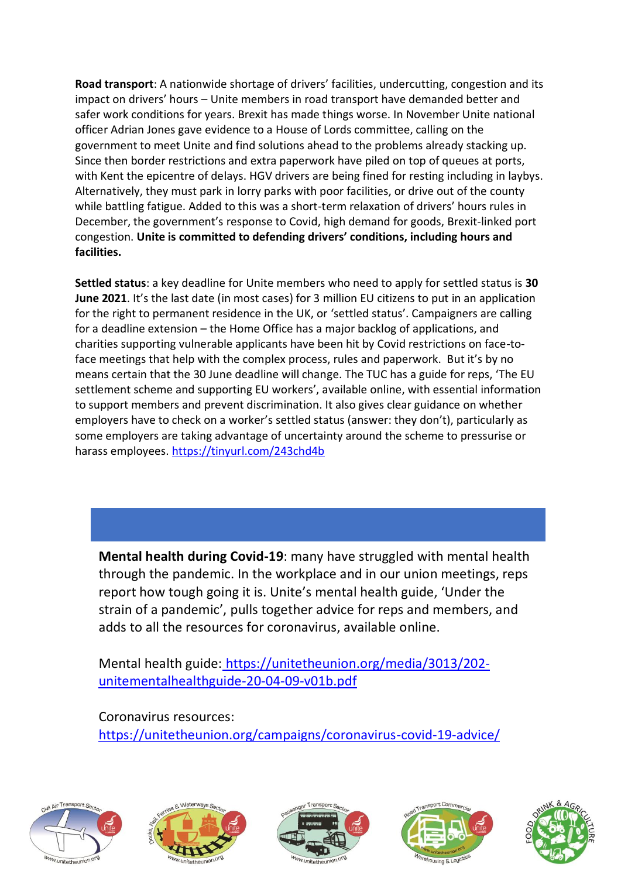**Road transport**: A nationwide shortage of drivers' facilities, undercutting, congestion and its impact on drivers' hours – Unite members in road transport have demanded better and safer work conditions for years. Brexit has made things worse. In November Unite national officer Adrian Jones gave evidence to a House of Lords committee, calling on the government to meet Unite and find solutions ahead to the problems already stacking up. Since then border restrictions and extra paperwork have piled on top of queues at ports, with Kent the epicentre of delays. HGV drivers are being fined for resting including in laybys. Alternatively, they must park in lorry parks with poor facilities, or drive out of the county while battling fatigue. Added to this was a short-term relaxation of drivers' hours rules in December, the government's response to Covid, high demand for goods, Brexit-linked port congestion. **Unite is committed to defending drivers' conditions, including hours and facilities.**

**Settled status**: a key deadline for Unite members who need to apply for settled status is **30 June 2021**. It's the last date (in most cases) for 3 million EU citizens to put in an application for the right to permanent residence in the UK, or 'settled status'. Campaigners are calling for a deadline extension – the Home Office has a major backlog of applications, and charities supporting vulnerable applicants have been hit by Covid restrictions on face-to-face meetings that help with the complex process, rules and paperwork. But it's by no means certain that the 30 June deadline will change. The TUC has a guide for reps, 'The EU settlement scheme and supporting EU workers', available online, with essential information to support members and prevent discrimination. It also gives clear guidance on whether employers have to check on a worker's settled status (answer: they don't), particularly as some employers are taking advantage of uncertainty around the scheme to pressurise or harass employees. https://tinyurl.com/243chd4b

**Mental health during Covid-19**: many have struggled with mental health through the pandemic. In the workplace and in our union meetings, reps report how tough going it is. Unite's mental health guide, 'Under the strain of a pandemic', pulls together advice for reps and members, and adds to all the resources for coronavirus, available online.

Mental health guide: https://unitetheunion.org/media/3013/202-unitementalhealthguide-20-04-09-v01b.pdf

Coronavirus resources: https://unitetheunion.org/campaigns/coronavirus-covid-19-advice/